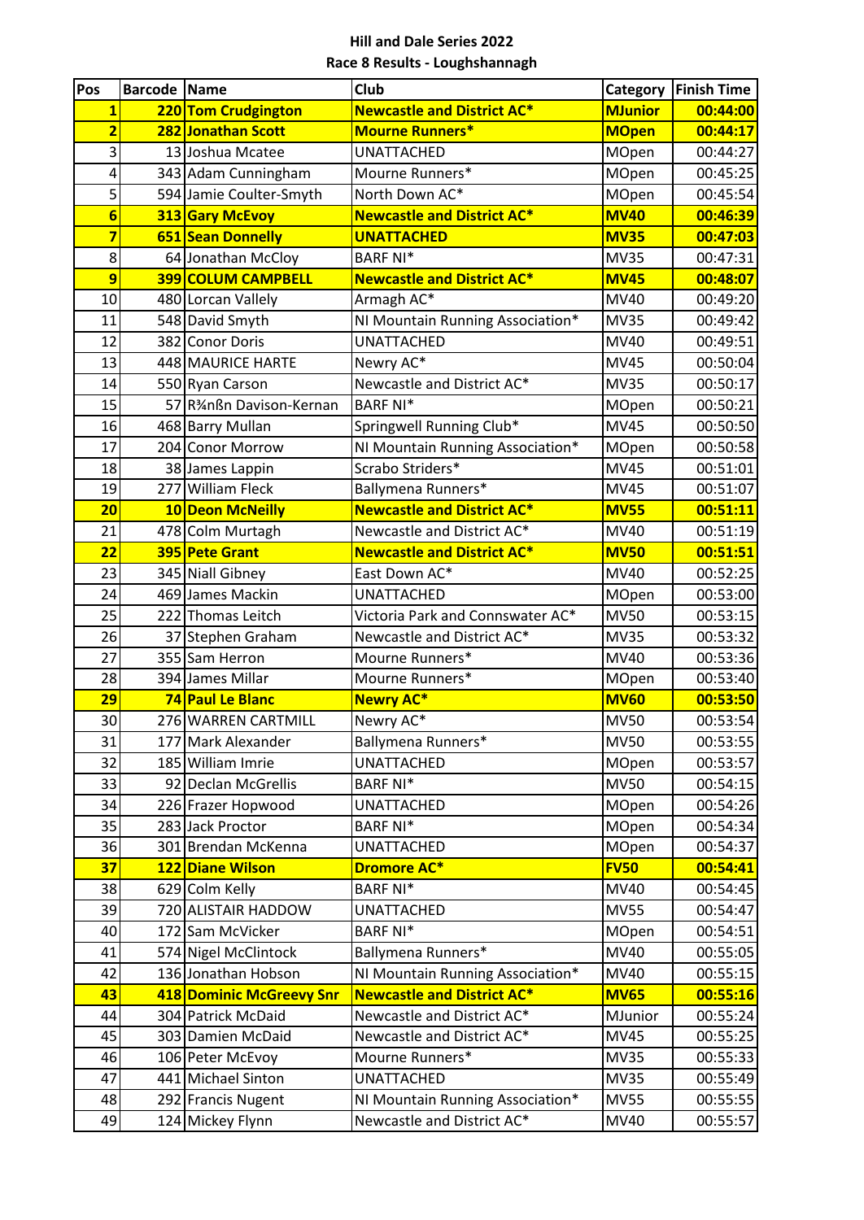# Hill and Dale Series 2022

## Race 8 Results - Loughshannagh

| Pos | Barcode | Name | Club | Category | Finish Time |
|---|---|---|---|---|---|
| **1** | **220** | **Tom Crudgington** | **Newcastle and District AC*** | **MJunior** | **00:44:00** |
| **2** | **282** | **Jonathan Scott** | **Mourne Runners*** | **MOpen** | **00:44:17** |
| 3 | 13 | Joshua Mcatee | UNATTACHED | MOpen | 00:44:27 |
| 4 | 343 | Adam Cunningham | Mourne Runners* | MOpen | 00:45:25 |
| 5 | 594 | Jamie Coulter-Smyth | North Down AC* | MOpen | 00:45:54 |
| **6** | **313** | **Gary McEvoy** | **Newcastle and District AC*** | **MV40** | **00:46:39** |
| **7** | **651** | **Sean Donnelly** | **UNATTACHED** | **MV35** | **00:47:03** |
| 8 | 64 | Jonathan McCloy | BARF NI* | MV35 | 00:47:31 |
| **9** | **399** | **COLUM CAMPBELL** | **Newcastle and District AC*** | **MV45** | **00:48:07** |
| 10 | 480 | Lorcan Vallely | Armagh AC* | MV40 | 00:49:20 |
| 11 | 548 | David Smyth | NI Mountain Running Association* | MV35 | 00:49:42 |
| 12 | 382 | Conor Doris | UNATTACHED | MV40 | 00:49:51 |
| 13 | 448 | MAURICE HARTE | Newry AC* | MV45 | 00:50:04 |
| 14 | 550 | Ryan Carson | Newcastle and District AC* | MV35 | 00:50:17 |
| 15 | 57 | R¾nßn Davison-Kernan | BARF NI* | MOpen | 00:50:21 |
| 16 | 468 | Barry Mullan | Springwell Running Club* | MV45 | 00:50:50 |
| 17 | 204 | Conor Morrow | NI Mountain Running Association* | MOpen | 00:50:58 |
| 18 | 38 | James Lappin | Scrabo Striders* | MV45 | 00:51:01 |
| 19 | 277 | William Fleck | Ballymena Runners* | MV45 | 00:51:07 |
| **20** | **10** | **Deon McNeilly** | **Newcastle and District AC*** | **MV55** | **00:51:11** |
| 21 | 478 | Colm Murtagh | Newcastle and District AC* | MV40 | 00:51:19 |
| **22** | **395** | **Pete Grant** | **Newcastle and District AC*** | **MV50** | **00:51:51** |
| 23 | 345 | Niall Gibney | East Down AC* | MV40 | 00:52:25 |
| 24 | 469 | James Mackin | UNATTACHED | MOpen | 00:53:00 |
| 25 | 222 | Thomas Leitch | Victoria Park and Connswater AC* | MV50 | 00:53:15 |
| 26 | 37 | Stephen Graham | Newcastle and District AC* | MV35 | 00:53:32 |
| 27 | 355 | Sam Herron | Mourne Runners* | MV40 | 00:53:36 |
| 28 | 394 | James Millar | Mourne Runners* | MOpen | 00:53:40 |
| **29** | **74** | **Paul Le Blanc** | **Newry AC*** | **MV60** | **00:53:50** |
| 30 | 276 | WARREN CARTMILL | Newry AC* | MV50 | 00:53:54 |
| 31 | 177 | Mark Alexander | Ballymena Runners* | MV50 | 00:53:55 |
| 32 | 185 | William Imrie | UNATTACHED | MOpen | 00:53:57 |
| 33 | 92 | Declan McGrellis | BARF NI* | MV50 | 00:54:15 |
| 34 | 226 | Frazer Hopwood | UNATTACHED | MOpen | 00:54:26 |
| 35 | 283 | Jack Proctor | BARF NI* | MOpen | 00:54:34 |
| 36 | 301 | Brendan McKenna | UNATTACHED | MOpen | 00:54:37 |
| **37** | **122** | **Diane Wilson** | **Dromore AC*** | **FV50** | **00:54:41** |
| 38 | 629 | Colm Kelly | BARF NI* | MV40 | 00:54:45 |
| 39 | 720 | ALISTAIR HADDOW | UNATTACHED | MV55 | 00:54:47 |
| 40 | 172 | Sam McVicker | BARF NI* | MOpen | 00:54:51 |
| 41 | 574 | Nigel McClintock | Ballymena Runners* | MV40 | 00:55:05 |
| 42 | 136 | Jonathan Hobson | NI Mountain Running Association* | MV40 | 00:55:15 |
| **43** | **418** | **Dominic McGreevy Snr** | **Newcastle and District AC*** | **MV65** | **00:55:16** |
| 44 | 304 | Patrick McDaid | Newcastle and District AC* | MJunior | 00:55:24 |
| 45 | 303 | Damien McDaid | Newcastle and District AC* | MV45 | 00:55:25 |
| 46 | 106 | Peter McEvoy | Mourne Runners* | MV35 | 00:55:33 |
| 47 | 441 | Michael Sinton | UNATTACHED | MV35 | 00:55:49 |
| 48 | 292 | Francis Nugent | NI Mountain Running Association* | MV55 | 00:55:55 |
| 49 | 124 | Mickey Flynn | Newcastle and District AC* | MV40 | 00:55:57 |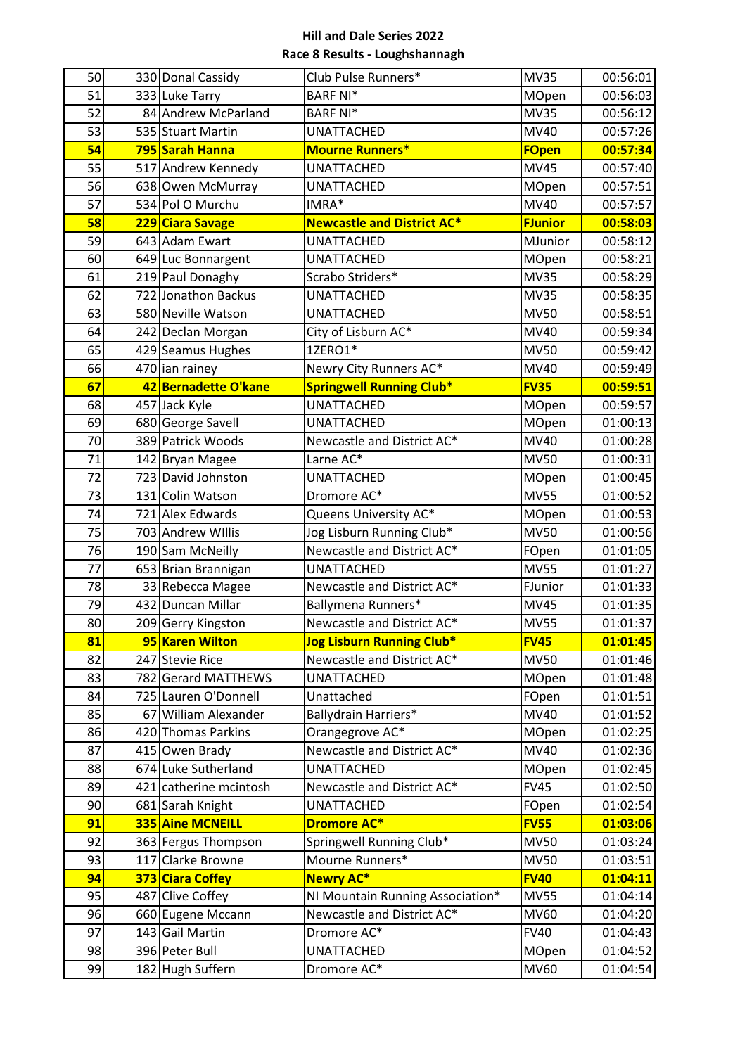**Hill and Dale Series 2022**

**Race 8 Results - Loughshannagh**

| | | | | | |
|---|---|---|---|---|---|
| 50 | 330 | Donal Cassidy | Club Pulse Runners* | MV35 | 00:56:01 |
| 51 | 333 | Luke Tarry | BARF NI* | MOpen | 00:56:03 |
| 52 | 84 | Andrew McParland | BARF NI* | MV35 | 00:56:12 |
| 53 | 535 | Stuart Martin | UNATTACHED | MV40 | 00:57:26 |
| **54** | **795** | **Sarah Hanna** | **Mourne Runners*** | **FOpen** | **00:57:34** |
| 55 | 517 | Andrew Kennedy | UNATTACHED | MV45 | 00:57:40 |
| 56 | 638 | Owen McMurray | UNATTACHED | MOpen | 00:57:51 |
| 57 | 534 | Pol O Murchu | IMRA* | MV40 | 00:57:57 |
| **58** | **229** | **Ciara Savage** | **Newcastle and District AC*** | **FJunior** | **00:58:03** |
| 59 | 643 | Adam Ewart | UNATTACHED | MJunior | 00:58:12 |
| 60 | 649 | Luc Bonnargent | UNATTACHED | MOpen | 00:58:21 |
| 61 | 219 | Paul Donaghy | Scrabo Striders* | MV35 | 00:58:29 |
| 62 | 722 | Jonathon Backus | UNATTACHED | MV35 | 00:58:35 |
| 63 | 580 | Neville Watson | UNATTACHED | MV50 | 00:58:51 |
| 64 | 242 | Declan Morgan | City of Lisburn AC* | MV40 | 00:59:34 |
| 65 | 429 | Seamus Hughes | 1ZERO1* | MV50 | 00:59:42 |
| 66 | 470 | ian rainey | Newry City Runners AC* | MV40 | 00:59:49 |
| **67** | **42** | **Bernadette O'kane** | **Springwell Running Club*** | **FV35** | **00:59:51** |
| 68 | 457 | Jack Kyle | UNATTACHED | MOpen | 00:59:57 |
| 69 | 680 | George Savell | UNATTACHED | MOpen | 01:00:13 |
| 70 | 389 | Patrick Woods | Newcastle and District AC* | MV40 | 01:00:28 |
| 71 | 142 | Bryan Magee | Larne AC* | MV50 | 01:00:31 |
| 72 | 723 | David Johnston | UNATTACHED | MOpen | 01:00:45 |
| 73 | 131 | Colin Watson | Dromore AC* | MV55 | 01:00:52 |
| 74 | 721 | Alex Edwards | Queens University AC* | MOpen | 01:00:53 |
| 75 | 703 | Andrew WIllis | Jog Lisburn Running Club* | MV50 | 01:00:56 |
| 76 | 190 | Sam McNeilly | Newcastle and District AC* | FOpen | 01:01:05 |
| 77 | 653 | Brian Brannigan | UNATTACHED | MV55 | 01:01:27 |
| 78 | 33 | Rebecca Magee | Newcastle and District AC* | FJunior | 01:01:33 |
| 79 | 432 | Duncan Millar | Ballymena Runners* | MV45 | 01:01:35 |
| 80 | 209 | Gerry Kingston | Newcastle and District AC* | MV55 | 01:01:37 |
| **81** | **95** | **Karen Wilton** | **Jog Lisburn Running Club*** | **FV45** | **01:01:45** |
| 82 | 247 | Stevie Rice | Newcastle and District AC* | MV50 | 01:01:46 |
| 83 | 782 | Gerard MATTHEWS | UNATTACHED | MOpen | 01:01:48 |
| 84 | 725 | Lauren O'Donnell | Unattached | FOpen | 01:01:51 |
| 85 | 67 | William Alexander | Ballydrain Harriers* | MV40 | 01:01:52 |
| 86 | 420 | Thomas Parkins | Orangegrove AC* | MOpen | 01:02:25 |
| 87 | 415 | Owen Brady | Newcastle and District AC* | MV40 | 01:02:36 |
| 88 | 674 | Luke Sutherland | UNATTACHED | MOpen | 01:02:45 |
| 89 | 421 | catherine mcintosh | Newcastle and District AC* | FV45 | 01:02:50 |
| 90 | 681 | Sarah Knight | UNATTACHED | FOpen | 01:02:54 |
| **91** | **335** | **Aine MCNEILL** | **Dromore AC*** | **FV55** | **01:03:06** |
| 92 | 363 | Fergus Thompson | Springwell Running Club* | MV50 | 01:03:24 |
| 93 | 117 | Clarke Browne | Mourne Runners* | MV50 | 01:03:51 |
| **94** | **373** | **Ciara Coffey** | **Newry AC*** | **FV40** | **01:04:11** |
| 95 | 487 | Clive Coffey | NI Mountain Running Association* | MV55 | 01:04:14 |
| 96 | 660 | Eugene Mccann | Newcastle and District AC* | MV60 | 01:04:20 |
| 97 | 143 | Gail Martin | Dromore AC* | FV40 | 01:04:43 |
| 98 | 396 | Peter Bull | UNATTACHED | MOpen | 01:04:52 |
| 99 | 182 | Hugh Suffern | Dromore AC* | MV60 | 01:04:54 |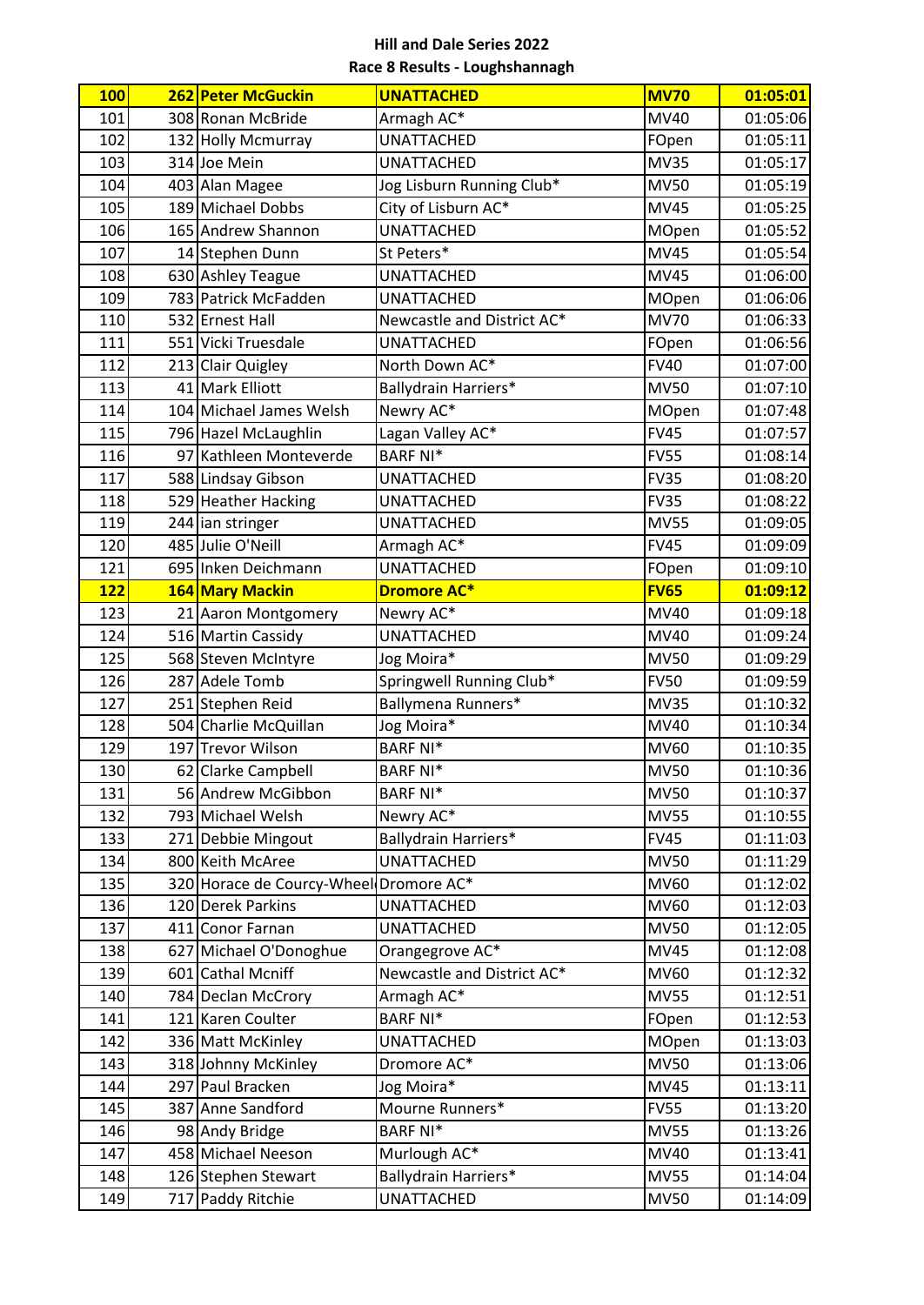**Hill and Dale Series 2022**

**Race 8 Results - Loughshannagh**

| | | | | | |
|---|---|---|---|---|---|
| **100** | **262** | **Peter McGuckin** | **UNATTACHED** | **MV70** | **01:05:01** |
| 101 | 308 | Ronan McBride | Armagh AC* | MV40 | 01:05:06 |
| 102 | 132 | Holly Mcmurray | UNATTACHED | FOpen | 01:05:11 |
| 103 | 314 | Joe Mein | UNATTACHED | MV35 | 01:05:17 |
| 104 | 403 | Alan Magee | Jog Lisburn Running Club* | MV50 | 01:05:19 |
| 105 | 189 | Michael Dobbs | City of Lisburn AC* | MV45 | 01:05:25 |
| 106 | 165 | Andrew Shannon | UNATTACHED | MOpen | 01:05:52 |
| 107 | 14 | Stephen Dunn | St Peters* | MV45 | 01:05:54 |
| 108 | 630 | Ashley Teague | UNATTACHED | MV45 | 01:06:00 |
| 109 | 783 | Patrick McFadden | UNATTACHED | MOpen | 01:06:06 |
| 110 | 532 | Ernest Hall | Newcastle and District AC* | MV70 | 01:06:33 |
| 111 | 551 | Vicki Truesdale | UNATTACHED | FOpen | 01:06:56 |
| 112 | 213 | Clair Quigley | North Down AC* | FV40 | 01:07:00 |
| 113 | 41 | Mark Elliott | Ballydrain Harriers* | MV50 | 01:07:10 |
| 114 | 104 | Michael James Welsh | Newry AC* | MOpen | 01:07:48 |
| 115 | 796 | Hazel McLaughlin | Lagan Valley AC* | FV45 | 01:07:57 |
| 116 | 97 | Kathleen Monteverde | BARF NI* | FV55 | 01:08:14 |
| 117 | 588 | Lindsay Gibson | UNATTACHED | FV35 | 01:08:20 |
| 118 | 529 | Heather Hacking | UNATTACHED | FV35 | 01:08:22 |
| 119 | 244 | ian stringer | UNATTACHED | MV55 | 01:09:05 |
| 120 | 485 | Julie O'Neill | Armagh AC* | FV45 | 01:09:09 |
| 121 | 695 | Inken Deichmann | UNATTACHED | FOpen | 01:09:10 |
| **122** | **164** | **Mary Mackin** | **Dromore AC*** | **FV65** | **01:09:12** |
| 123 | 21 | Aaron Montgomery | Newry AC* | MV40 | 01:09:18 |
| 124 | 516 | Martin Cassidy | UNATTACHED | MV40 | 01:09:24 |
| 125 | 568 | Steven McIntyre | Jog Moira* | MV50 | 01:09:29 |
| 126 | 287 | Adele Tomb | Springwell Running Club* | FV50 | 01:09:59 |
| 127 | 251 | Stephen Reid | Ballymena Runners* | MV35 | 01:10:32 |
| 128 | 504 | Charlie McQuillan | Jog Moira* | MV40 | 01:10:34 |
| 129 | 197 | Trevor Wilson | BARF NI* | MV60 | 01:10:35 |
| 130 | 62 | Clarke Campbell | BARF NI* | MV50 | 01:10:36 |
| 131 | 56 | Andrew McGibbon | BARF NI* | MV50 | 01:10:37 |
| 132 | 793 | Michael Welsh | Newry AC* | MV55 | 01:10:55 |
| 133 | 271 | Debbie Mingout | Ballydrain Harriers* | FV45 | 01:11:03 |
| 134 | 800 | Keith McAree | UNATTACHED | MV50 | 01:11:29 |
| 135 | 320 | Horace de Courcy-Wheel | Dromore AC* | MV60 | 01:12:02 |
| 136 | 120 | Derek Parkins | UNATTACHED | MV60 | 01:12:03 |
| 137 | 411 | Conor Farnan | UNATTACHED | MV50 | 01:12:05 |
| 138 | 627 | Michael O'Donoghue | Orangegrove AC* | MV45 | 01:12:08 |
| 139 | 601 | Cathal Mcniff | Newcastle and District AC* | MV60 | 01:12:32 |
| 140 | 784 | Declan McCrory | Armagh AC* | MV55 | 01:12:51 |
| 141 | 121 | Karen Coulter | BARF NI* | FOpen | 01:12:53 |
| 142 | 336 | Matt McKinley | UNATTACHED | MOpen | 01:13:03 |
| 143 | 318 | Johnny McKinley | Dromore AC* | MV50 | 01:13:06 |
| 144 | 297 | Paul Bracken | Jog Moira* | MV45 | 01:13:11 |
| 145 | 387 | Anne Sandford | Mourne Runners* | FV55 | 01:13:20 |
| 146 | 98 | Andy Bridge | BARF NI* | MV55 | 01:13:26 |
| 147 | 458 | Michael Neeson | Murlough AC* | MV40 | 01:13:41 |
| 148 | 126 | Stephen Stewart | Ballydrain Harriers* | MV55 | 01:14:04 |
| 149 | 717 | Paddy Ritchie | UNATTACHED | MV50 | 01:14:09 |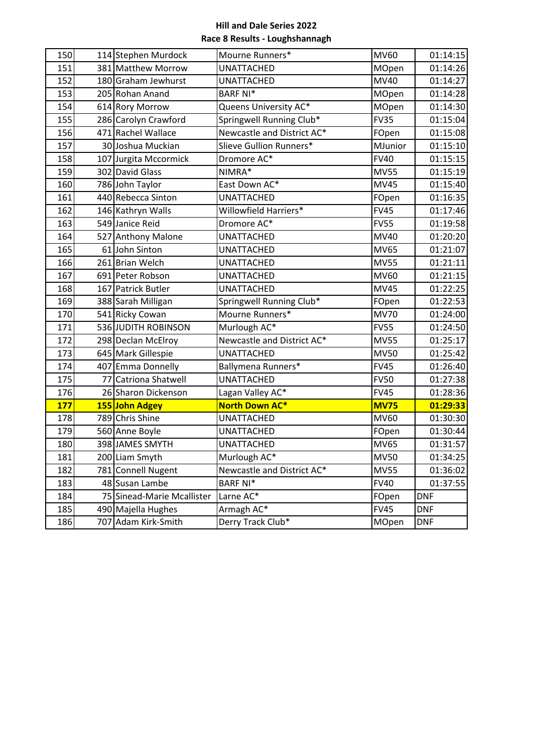**Hill and Dale Series 2022**

**Race 8 Results - Loughshannagh**

| | | | | | |
|---|---|---|---|---|---|
| 150 | 114 | Stephen Murdock | Mourne Runners* | MV60 | 01:14:15 |
| 151 | 381 | Matthew Morrow | UNATTACHED | MOpen | 01:14:26 |
| 152 | 180 | Graham Jewhurst | UNATTACHED | MV40 | 01:14:27 |
| 153 | 205 | Rohan Anand | BARF NI* | MOpen | 01:14:28 |
| 154 | 614 | Rory Morrow | Queens University AC* | MOpen | 01:14:30 |
| 155 | 286 | Carolyn Crawford | Springwell Running Club* | FV35 | 01:15:04 |
| 156 | 471 | Rachel Wallace | Newcastle and District AC* | FOpen | 01:15:08 |
| 157 | 30 | Joshua Muckian | Slieve Gullion Runners* | MJunior | 01:15:10 |
| 158 | 107 | Jurgita Mccormick | Dromore AC* | FV40 | 01:15:15 |
| 159 | 302 | David Glass | NIMRA* | MV55 | 01:15:19 |
| 160 | 786 | John Taylor | East Down AC* | MV45 | 01:15:40 |
| 161 | 440 | Rebecca Sinton | UNATTACHED | FOpen | 01:16:35 |
| 162 | 146 | Kathryn Walls | Willowfield Harriers* | FV45 | 01:17:46 |
| 163 | 549 | Janice Reid | Dromore AC* | FV55 | 01:19:58 |
| 164 | 527 | Anthony Malone | UNATTACHED | MV40 | 01:20:20 |
| 165 | 61 | John Sinton | UNATTACHED | MV65 | 01:21:07 |
| 166 | 261 | Brian Welch | UNATTACHED | MV55 | 01:21:11 |
| 167 | 691 | Peter Robson | UNATTACHED | MV60 | 01:21:15 |
| 168 | 167 | Patrick Butler | UNATTACHED | MV45 | 01:22:25 |
| 169 | 388 | Sarah Milligan | Springwell Running Club* | FOpen | 01:22:53 |
| 170 | 541 | Ricky Cowan | Mourne Runners* | MV70 | 01:24:00 |
| 171 | 536 | JUDITH ROBINSON | Murlough AC* | FV55 | 01:24:50 |
| 172 | 298 | Declan McElroy | Newcastle and District AC* | MV55 | 01:25:17 |
| 173 | 645 | Mark Gillespie | UNATTACHED | MV50 | 01:25:42 |
| 174 | 407 | Emma Donnelly | Ballymena Runners* | FV45 | 01:26:40 |
| 175 | 77 | Catriona Shatwell | UNATTACHED | FV50 | 01:27:38 |
| 176 | 26 | Sharon Dickenson | Lagan Valley AC* | FV45 | 01:28:36 |
| **177** | **155** | **John Adgey** | **North Down AC*** | **MV75** | **01:29:33** |
| 178 | 789 | Chris Shine | UNATTACHED | MV60 | 01:30:30 |
| 179 | 560 | Anne Boyle | UNATTACHED | FOpen | 01:30:44 |
| 180 | 398 | JAMES SMYTH | UNATTACHED | MV65 | 01:31:57 |
| 181 | 200 | Liam Smyth | Murlough AC* | MV50 | 01:34:25 |
| 182 | 781 | Connell Nugent | Newcastle and District AC* | MV55 | 01:36:02 |
| 183 | 48 | Susan Lambe | BARF NI* | FV40 | 01:37:55 |
| 184 | 75 | Sinead-Marie Mcallister | Larne AC* | FOpen | DNF |
| 185 | 490 | Majella Hughes | Armagh AC* | FV45 | DNF |
| 186 | 707 | Adam Kirk-Smith | Derry Track Club* | MOpen | DNF |